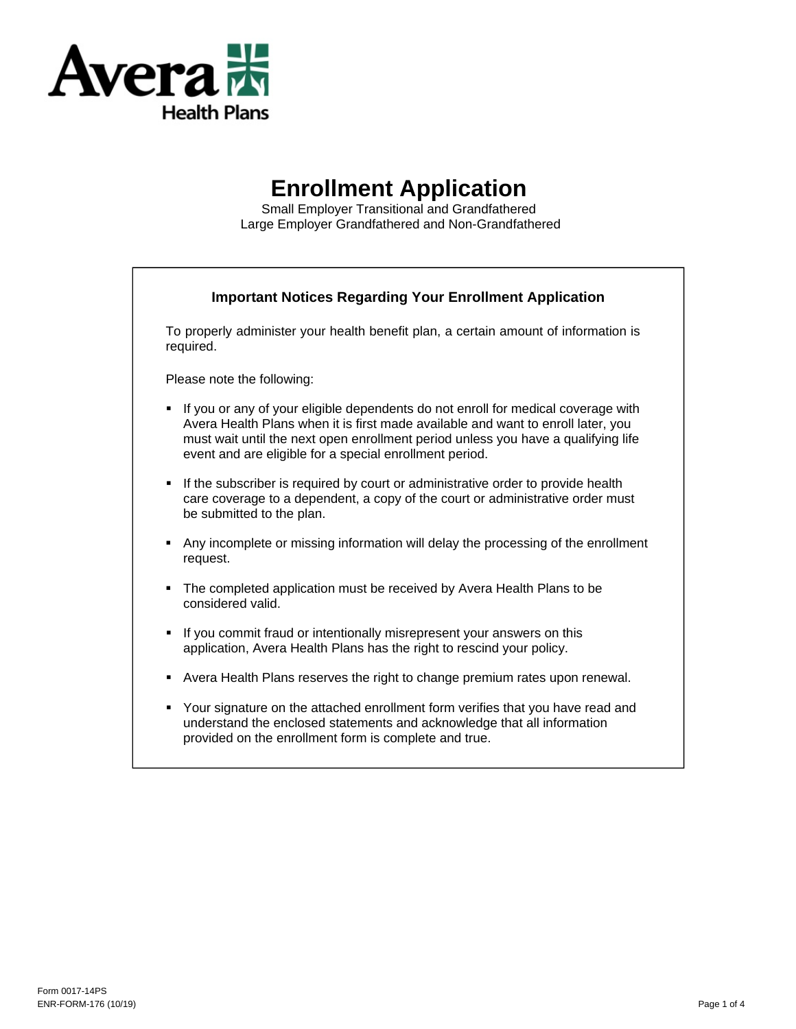Avera Health Plans

# Enrollment Application

Small Employer Transitional and Grandfathered
Large Employer Grandfathered and Non-Grandfathered

## Important Notices Regarding Your Enrollment Application

To properly administer your health benefit plan, a certain amount of information is required.

Please note the following:

- If you or any of your eligible dependents do not enroll for medical coverage with Avera Health Plans when it is first made available and want to enroll later, you must wait until the next open enrollment period unless you have a qualifying life event and are eligible for a special enrollment period.
- If the subscriber is required by court or administrative order to provide health care coverage to a dependent, a copy of the court or administrative order must be submitted to the plan.
- Any incomplete or missing information will delay the processing of the enrollment request.
- The completed application must be received by Avera Health Plans to be considered valid.
- If you commit fraud or intentionally misrepresent your answers on this application, Avera Health Plans has the right to rescind your policy.
- Avera Health Plans reserves the right to change premium rates upon renewal.
- Your signature on the attached enrollment form verifies that you have read and understand the enclosed statements and acknowledge that all information provided on the enrollment form is complete and true.

Form 0017-14PS
ENR-FORM-176 (10/19)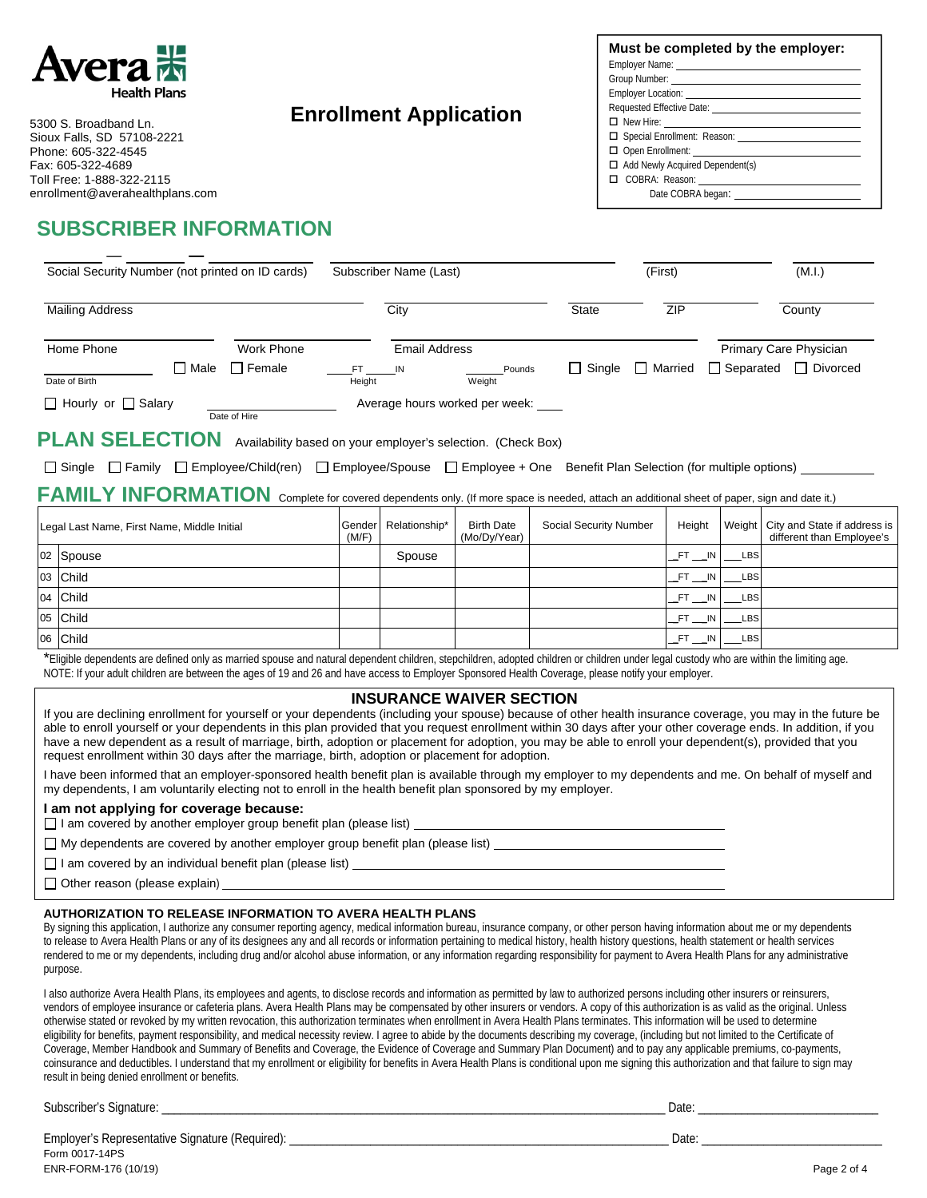Avera Health Plans

5300 S. Broadband Ln.
Sioux Falls, SD 57108-2221
Phone: 605-322-4545
Fax: 605-322-4689
Toll Free: 1-888-322-2115
enrollment@averahealthplans.com

# Enrollment Application

**Must be completed by the employer:**

Employer Name: ______________________

Group Number: ______________________

Employer Location: ______________________

Requested Effective Date: ______________________

☐ New Hire: ______________________

☐ Special Enrollment: Reason: ______________________

☐ Open Enrollment: ______________________

☐ Add Newly Acquired Dependent(s)

☐ COBRA: Reason: ______________________

Date COBRA began: ______________________

## SUBSCRIBER INFORMATION

___ – ___ – ___
Social Security Number (not printed on ID cards) | Subscriber Name (Last) ______ (First) ______ (M.I.) ______

Mailing Address ______ City ______ State ______ ZIP ______ County ______

Home Phone ______ Work Phone ______ Email Address ______ Primary Care Physician ______

Date of Birth ______ ☐ Male ☐ Female  Height ___FT ___IN  Weight ___Pounds  ☐ Single ☐ Married ☐ Separated ☐ Divorced

☐ Hourly or ☐ Salary  Date of Hire ______  Average hours worked per week: ____

## PLAN SELECTION

Availability based on your employer's selection. (Check Box)

☐ Single ☐ Family ☐ Employee/Child(ren) ☐ Employee/Spouse ☐ Employee + One  Benefit Plan Selection (for multiple options) ______

## FAMILY INFORMATION

Complete for covered dependents only. (If more space is needed, attach an additional sheet of paper, sign and date it.)

| | Legal Last Name, First Name, Middle Initial | Gender (M/F) | Relationship* | Birth Date (Mo/Dy/Year) | Social Security Number | Height | Weight | City and State if address is different than Employee's |
|---|---|---|---|---|---|---|---|---|
| 02 | Spouse | | Spouse | | | __FT __IN | ___LBS | |
| 03 | Child | | | | | __FT __IN | ___LBS | |
| 04 | Child | | | | | __FT __IN | ___LBS | |
| 05 | Child | | | | | __FT __IN | ___LBS | |
| 06 | Child | | | | | __FT __IN | ___LBS | |

*Eligible dependents are defined only as married spouse and natural dependent children, stepchildren, adopted children or children under legal custody who are within the limiting age.
NOTE: If your adult children are between the ages of 19 and 26 and have access to Employer Sponsored Health Coverage, please notify your employer.

### INSURANCE WAIVER SECTION

If you are declining enrollment for yourself or your dependents (including your spouse) because of other health insurance coverage, you may in the future be able to enroll yourself or your dependents in this plan provided that you request enrollment within 30 days after your other coverage ends. In addition, if you have a new dependent as a result of marriage, birth, adoption or placement for adoption, you may be able to enroll your dependent(s), provided that you request enrollment within 30 days after the marriage, birth, adoption or placement for adoption.

I have been informed that an employer-sponsored health benefit plan is available through my employer to my dependents and me. On behalf of myself and my dependents, I am voluntarily electing not to enroll in the health benefit plan sponsored by my employer.

**I am not applying for coverage because:**

☐ I am covered by another employer group benefit plan (please list) ______________________

☐ My dependents are covered by another employer group benefit plan (please list) ______________________

☐ I am covered by an individual benefit plan (please list) ______________________

☐ Other reason (please explain) ______________________

### AUTHORIZATION TO RELEASE INFORMATION TO AVERA HEALTH PLANS

By signing this application, I authorize any consumer reporting agency, medical information bureau, insurance company, or other person having information about me or my dependents to release to Avera Health Plans or any of its designees any and all records or information pertaining to medical history, health history questions, health statement or health services rendered to me or my dependents, including drug and/or alcohol abuse information, or any information regarding responsibility for payment to Avera Health Plans for any administrative purpose.

I also authorize Avera Health Plans, its employees and agents, to disclose records and information as permitted by law to authorized persons including other insurers or reinsurers, vendors of employee insurance or cafeteria plans. Avera Health Plans may be compensated by other insurers or vendors. A copy of this authorization is as valid as the original. Unless otherwise stated or revoked by my written revocation, this authorization terminates when enrollment in Avera Health Plans terminates. This information will be used to determine eligibility for benefits, payment responsibility, and medical necessity review. I agree to abide by the documents describing my coverage, (including but not limited to the Certificate of Coverage, Member Handbook and Summary of Benefits and Coverage, the Evidence of Coverage and Summary Plan Document) and to pay any applicable premiums, co-payments, coinsurance and deductibles. I understand that my enrollment or eligibility for benefits in Avera Health Plans is conditional upon me signing this authorization and that failure to sign may result in being denied enrollment or benefits.

Subscriber's Signature: ______________________ Date: ______________________

Employer's Representative Signature (Required): ______________________ Date: ______________________

Form 0017-14PS
ENR-FORM-176 (10/19)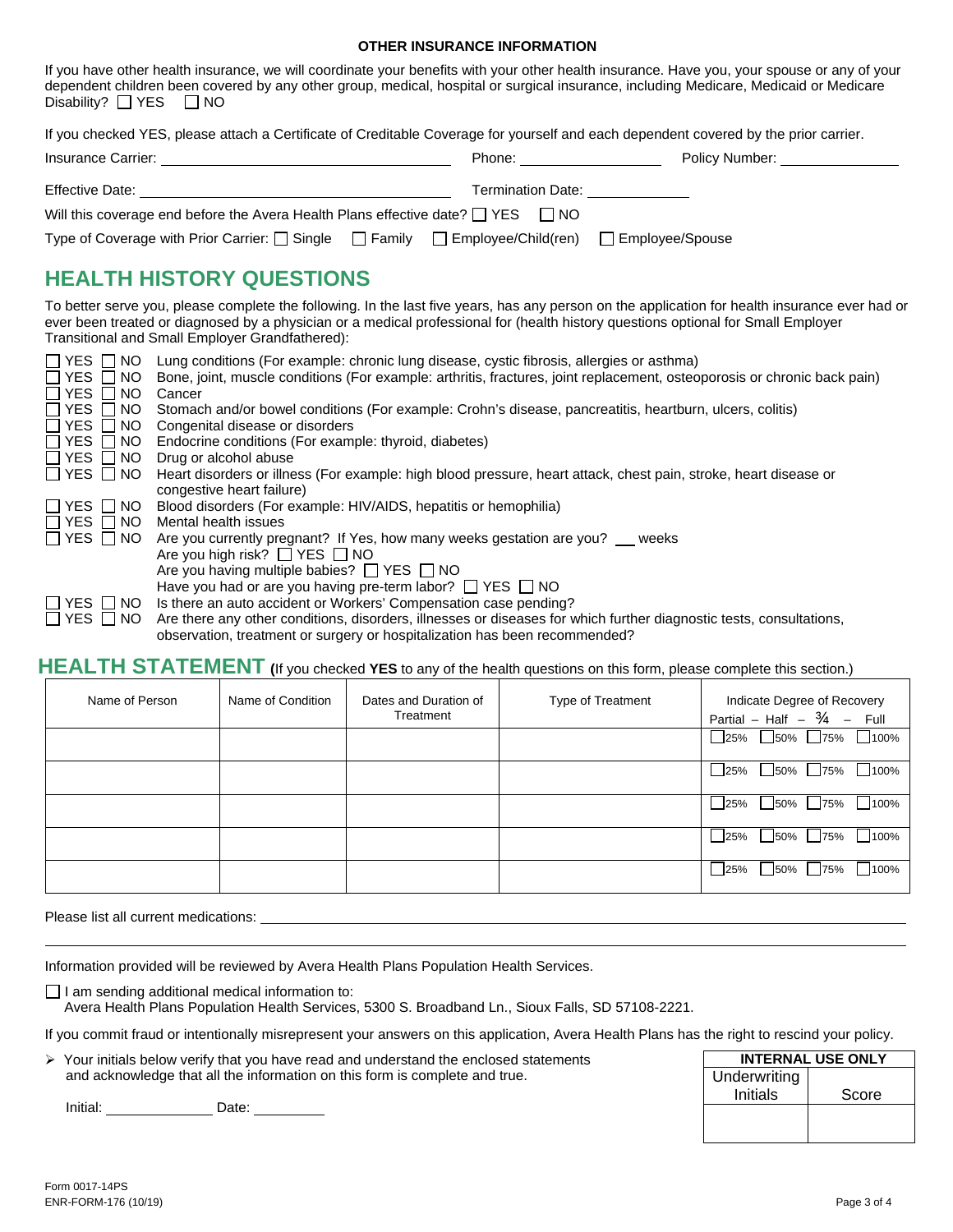**OTHER INSURANCE INFORMATION**

If you have other health insurance, we will coordinate your benefits with your other health insurance. Have you, your spouse or any of your dependent children been covered by any other group, medical, hospital or surgical insurance, including Medicare, Medicaid or Medicare Disability? ☐ YES ☐ NO

If you checked YES, please attach a Certificate of Creditable Coverage for yourself and each dependent covered by the prior carrier.

Insurance Carrier: ______________________ Phone: ______________ Policy Number: ______________

Effective Date: ______________________ Termination Date: ______________

Will this coverage end before the Avera Health Plans effective date? ☐ YES ☐ NO

Type of Coverage with Prior Carrier: ☐ Single ☐ Family ☐ Employee/Child(ren) ☐ Employee/Spouse

## HEALTH HISTORY QUESTIONS

To better serve you, please complete the following. In the last five years, has any person on the application for health insurance ever had or ever been treated or diagnosed by a physician or a medical professional for (health history questions optional for Small Employer Transitional and Small Employer Grandfathered):

- ☐ YES ☐ NO Lung conditions (For example: chronic lung disease, cystic fibrosis, allergies or asthma)
- ☐ YES ☐ NO Bone, joint, muscle conditions (For example: arthritis, fractures, joint replacement, osteoporosis or chronic back pain)
- ☐ YES ☐ NO Cancer
- ☐ YES ☐ NO Stomach and/or bowel conditions (For example: Crohn's disease, pancreatitis, heartburn, ulcers, colitis)
- ☐ YES ☐ NO Congenital disease or disorders
- ☐ YES ☐ NO Endocrine conditions (For example: thyroid, diabetes)
- ☐ YES ☐ NO Drug or alcohol abuse
- ☐ YES ☐ NO Heart disorders or illness (For example: high blood pressure, heart attack, chest pain, stroke, heart disease or congestive heart failure)
- ☐ YES ☐ NO Blood disorders (For example: HIV/AIDS, hepatitis or hemophilia)
- ☐ YES ☐ NO Mental health issues
- ☐ YES ☐ NO Are you currently pregnant? If Yes, how many weeks gestation are you? ___ weeks
  - Are you high risk? ☐ YES ☐ NO
  - Are you having multiple babies? ☐ YES ☐ NO
  - Have you had or are you having pre-term labor? ☐ YES ☐ NO
- ☐ YES ☐ NO Is there an auto accident or Workers' Compensation case pending?
- ☐ YES ☐ NO Are there any other conditions, disorders, illnesses or diseases for which further diagnostic tests, consultations, observation, treatment or surgery or hospitalization has been recommended?

## HEALTH STATEMENT (If you checked **YES** to any of the health questions on this form, please complete this section.)

| Name of Person | Name of Condition | Dates and Duration of Treatment | Type of Treatment | Indicate Degree of Recovery Partial – Half – ¾ – Full |
|---|---|---|---|---|
| | | | | ☐25% ☐50% ☐75% ☐100% |
| | | | | ☐25% ☐50% ☐75% ☐100% |
| | | | | ☐25% ☐50% ☐75% ☐100% |
| | | | | ☐25% ☐50% ☐75% ☐100% |
| | | | | ☐25% ☐50% ☐75% ☐100% |

Please list all current medications: ______________________________________________

Information provided will be reviewed by Avera Health Plans Population Health Services.

☐ I am sending additional medical information to:
Avera Health Plans Population Health Services, 5300 S. Broadband Ln., Sioux Falls, SD 57108-2221.

If you commit fraud or intentionally misrepresent your answers on this application, Avera Health Plans has the right to rescind your policy.

- Your initials below verify that you have read and understand the enclosed statements and acknowledge that all the information on this form is complete and true.

Initial: ______________ Date: __________

| INTERNAL USE ONLY | |
|---|---|
| Underwriting Initials | Score |
| | |

Form 0017-14PS
ENR-FORM-176 (10/19)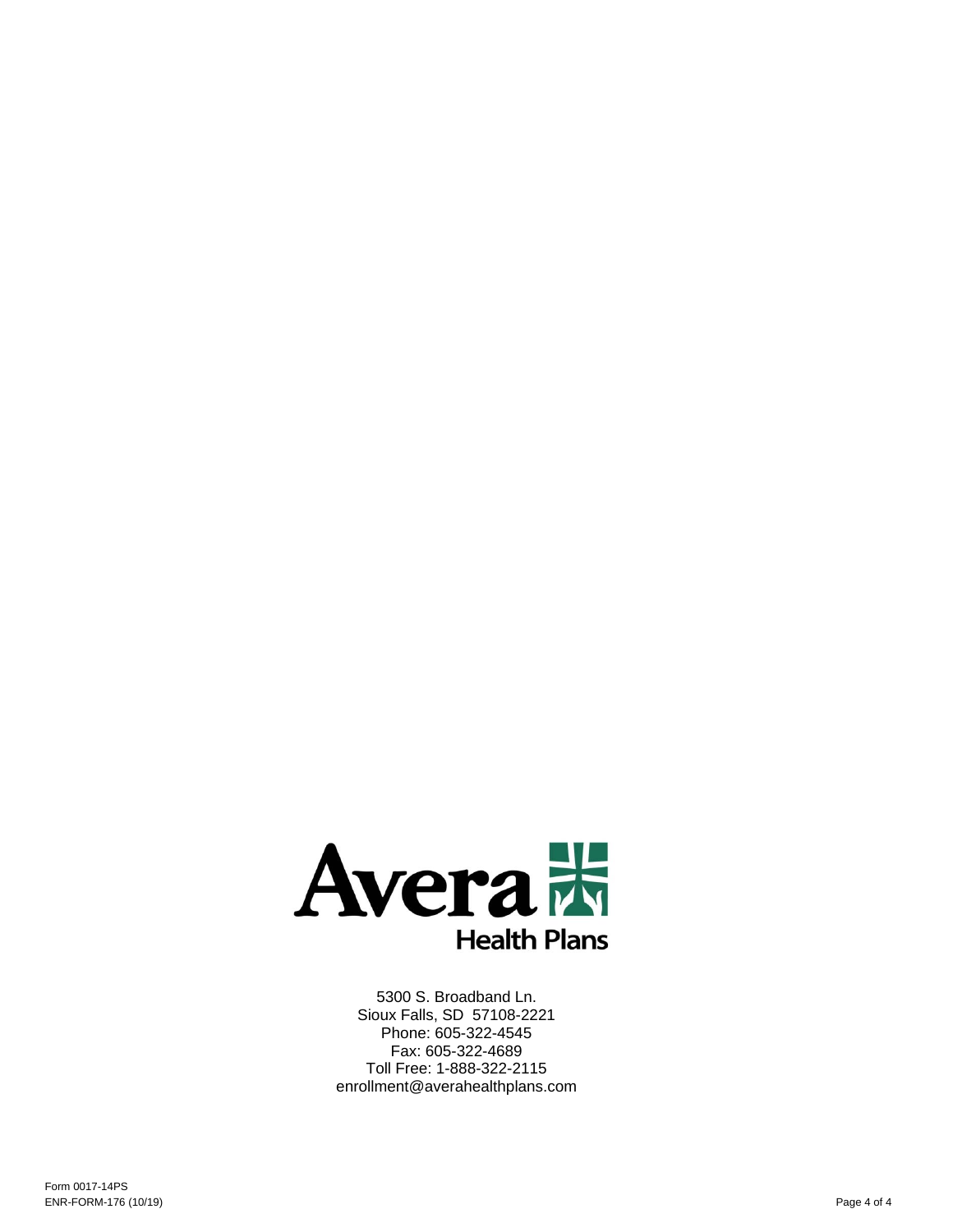Avera Health Plans

5300 S. Broadband Ln.
Sioux Falls, SD 57108-2221
Phone: 605-322-4545
Fax: 605-322-4689
Toll Free: 1-888-322-2115
enrollment@averahealthplans.com

Form 0017-14PS
ENR-FORM-176 (10/19)